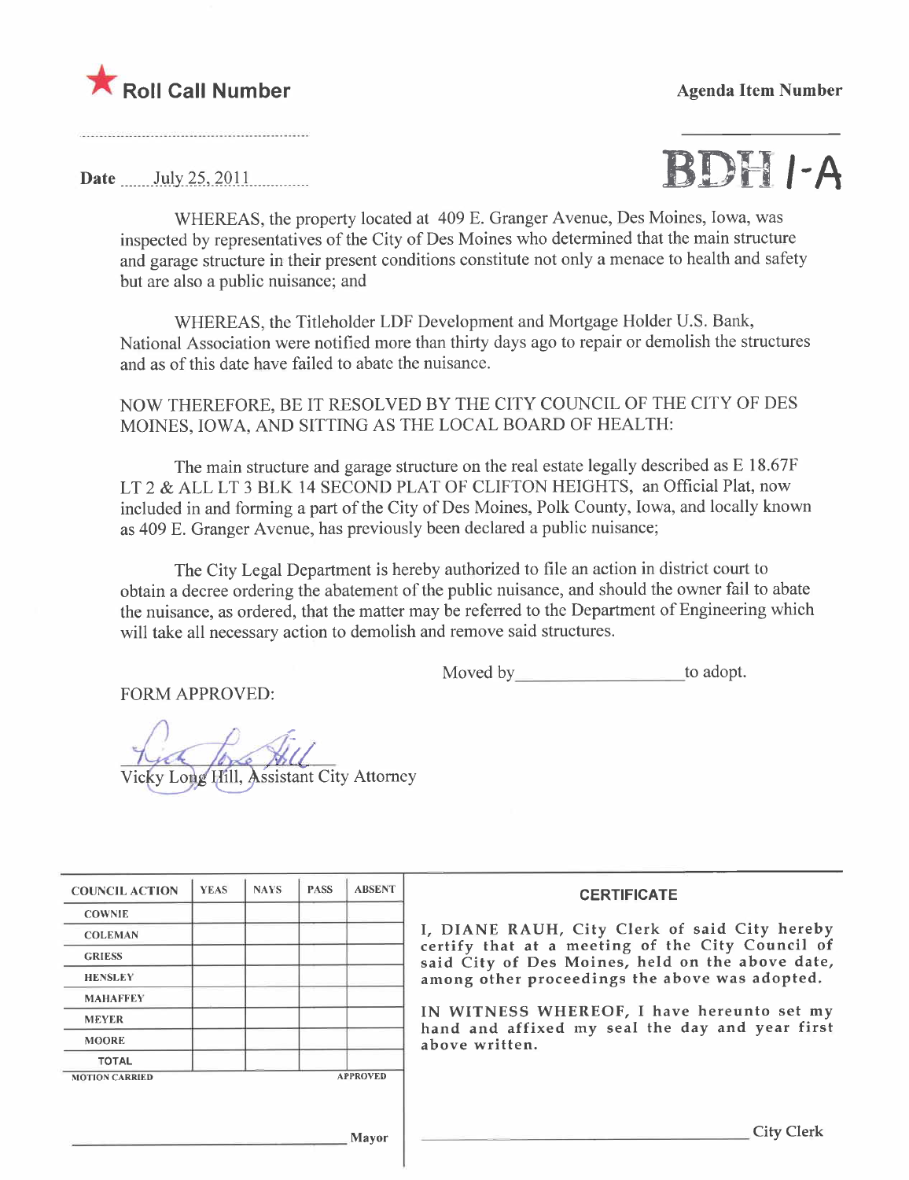★ **Roll Call Number**

**Agenda Item Number**

Date July 25, 2011

**BDH 1-A**

WHEREAS, the property located at 409 E. Granger Avenue, Des Moines, Iowa, was inspected by representatives of the City of Des Moines who determined that the main structure and garage structure in their present conditions constitute not only a menace to health and safety but are also a public nuisance; and

WHEREAS, the Titleholder LDF Development and Mortgage Holder U.S. Bank, National Association were notified more than thirty days ago to repair or demolish the structures and as of this date have failed to abate the nuisance.

NOW THEREFORE, BE IT RESOLVED BY THE CITY COUNCIL OF THE CITY OF DES MOINES, IOWA, AND SITTING AS THE LOCAL BOARD OF HEALTH:

The main structure and garage structure on the real estate legally described as E 18.67F LT 2 & ALL LT 3 BLK 14 SECOND PLAT OF CLIFTON HEIGHTS, an Official Plat, now included in and forming a part of the City of Des Moines, Polk County, Iowa, and locally known as 409 E. Granger Avenue, has previously been declared a public nuisance;

The City Legal Department is hereby authorized to file an action in district court to obtain a decree ordering the abatement of the public nuisance, and should the owner fail to abate the nuisance, as ordered, that the matter may be referred to the Department of Engineering which will take all necessary action to demolish and remove said structures.

Moved by \_\_\_\_\_\_\_\_\_\_\_\_\_\_\_\_\_\_ to adopt.

FORM APPROVED:

Vicky Long Hill, Assistant City Attorney

| COUNCIL ACTION | YEAS | NAYS | PASS | ABSENT |
|---|---|---|---|---|
| COWNIE | | | | |
| COLEMAN | | | | |
| GRIESS | | | | |
| HENSLEY | | | | |
| MAHAFFEY | | | | |
| MEYER | | | | |
| MOORE | | | | |
| TOTAL | | | | |

MOTION CARRIED APPROVED

\_\_\_\_\_\_\_\_\_\_\_\_\_\_\_\_\_\_\_\_\_\_\_\_\_\_\_\_ Mayor

**CERTIFICATE**

I, DIANE RAUH, City Clerk of said City hereby certify that at a meeting of the City Council of said City of Des Moines, held on the above date, among other proceedings the above was adopted.

IN WITNESS WHEREOF, I have hereunto set my hand and affixed my seal the day and year first above written.

\_\_\_\_\_\_\_\_\_\_\_\_\_\_\_\_\_\_\_\_\_\_\_\_\_\_\_\_ City Clerk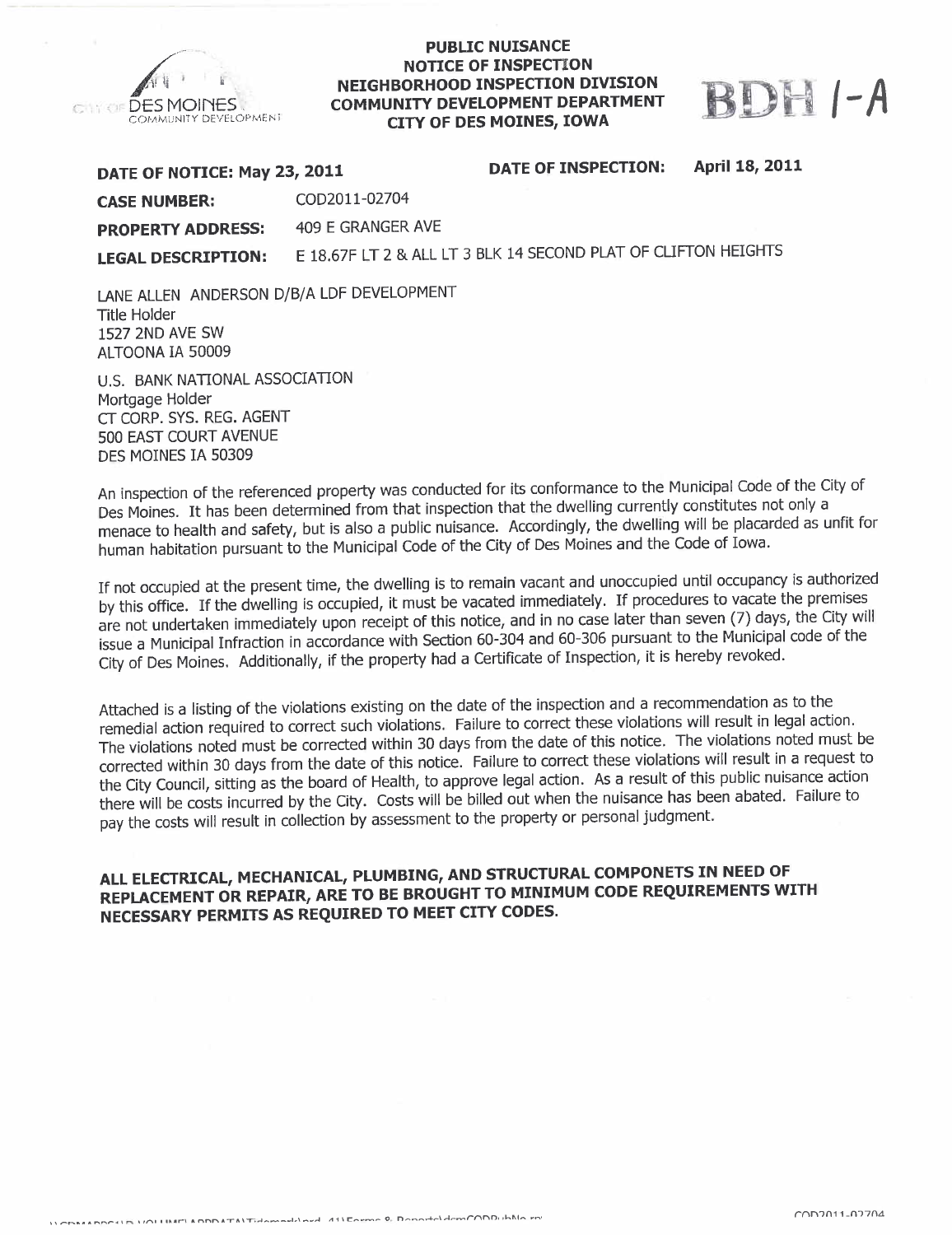CITY OF DES MOINES COMMUNITY DEVELOPMENT

**PUBLIC NUISANCE**
**NOTICE OF INSPECTION**
**NEIGHBORHOOD INSPECTION DIVISION**
**COMMUNITY DEVELOPMENT DEPARTMENT**
**CITY OF DES MOINES, IOWA**

BDH 1-A

**DATE OF NOTICE: May 23, 2011** **DATE OF INSPECTION: April 18, 2011**

**CASE NUMBER:** COD2011-02704

**PROPERTY ADDRESS:** 409 E GRANGER AVE

**LEGAL DESCRIPTION:** E 18.67F LT 2 & ALL LT 3 BLK 14 SECOND PLAT OF CLIFTON HEIGHTS

LANE ALLEN ANDERSON D/B/A LDF DEVELOPMENT
Title Holder
1527 2ND AVE SW
ALTOONA IA 50009

U.S. BANK NATIONAL ASSOCIATION
Mortgage Holder
CT CORP. SYS. REG. AGENT
500 EAST COURT AVENUE
DES MOINES IA 50309

An inspection of the referenced property was conducted for its conformance to the Municipal Code of the City of Des Moines. It has been determined from that inspection that the dwelling currently constitutes not only a menace to health and safety, but is also a public nuisance. Accordingly, the dwelling will be placarded as unfit for human habitation pursuant to the Municipal Code of the City of Des Moines and the Code of Iowa.

If not occupied at the present time, the dwelling is to remain vacant and unoccupied until occupancy is authorized by this office. If the dwelling is occupied, it must be vacated immediately. If procedures to vacate the premises are not undertaken immediately upon receipt of this notice, and in no case later than seven (7) days, the City will issue a Municipal Infraction in accordance with Section 60-304 and 60-306 pursuant to the Municipal code of the City of Des Moines. Additionally, if the property had a Certificate of Inspection, it is hereby revoked.

Attached is a listing of the violations existing on the date of the inspection and a recommendation as to the remedial action required to correct such violations. Failure to correct these violations will result in legal action. The violations noted must be corrected within 30 days from the date of this notice. The violations noted must be corrected within 30 days from the date of this notice. Failure to correct these violations will result in a request to the City Council, sitting as the board of Health, to approve legal action. As a result of this public nuisance action there will be costs incurred by the City. Costs will be billed out when the nuisance has been abated. Failure to pay the costs will result in collection by assessment to the property or personal judgment.

**ALL ELECTRICAL, MECHANICAL, PLUMBING, AND STRUCTURAL COMPONETS IN NEED OF REPLACEMENT OR REPAIR, ARE TO BE BROUGHT TO MINIMUM CODE REQUIREMENTS WITH NECESSARY PERMITS AS REQUIRED TO MEET CITY CODES.**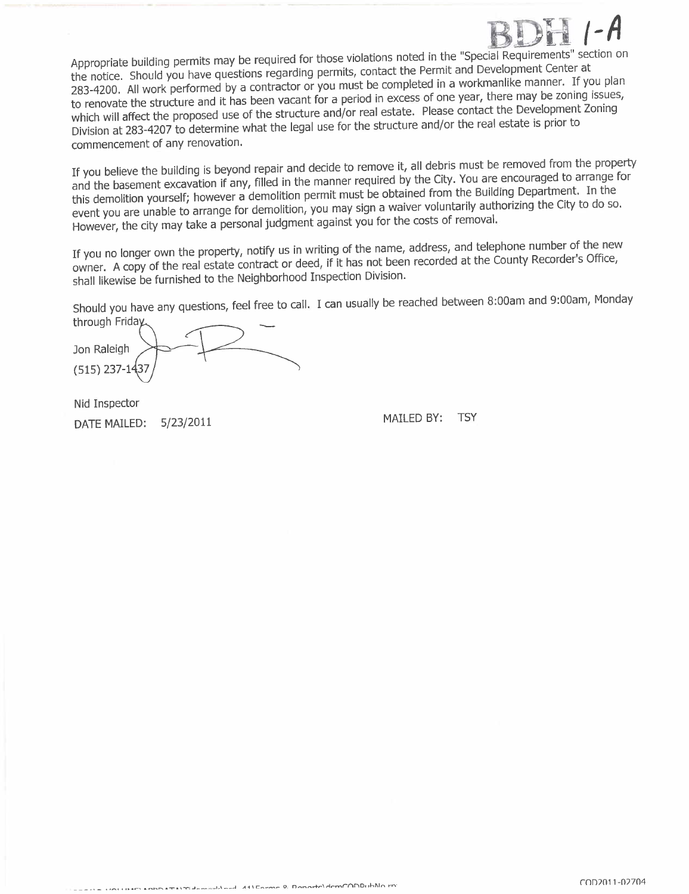BDH 1-A

Appropriate building permits may be required for those violations noted in the "Special Requirements" section on the notice. Should you have questions regarding permits, contact the Permit and Development Center at 283-4200. All work performed by a contractor or you must be completed in a workmanlike manner. If you plan to renovate the structure and it has been vacant for a period in excess of one year, there may be zoning issues, which will affect the proposed use of the structure and/or real estate. Please contact the Development Zoning Division at 283-4207 to determine what the legal use for the structure and/or the real estate is prior to commencement of any renovation.

If you believe the building is beyond repair and decide to remove it, all debris must be removed from the property and the basement excavation if any, filled in the manner required by the City. You are encouraged to arrange for this demolition yourself; however a demolition permit must be obtained from the Building Department. In the event you are unable to arrange for demolition, you may sign a waiver voluntarily authorizing the City to do so. However, the city may take a personal judgment against you for the costs of removal.

If you no longer own the property, notify us in writing of the name, address, and telephone number of the new owner. A copy of the real estate contract or deed, if it has not been recorded at the County Recorder's Office, shall likewise be furnished to the Neighborhood Inspection Division.

Should you have any questions, feel free to call. I can usually be reached between 8:00am and 9:00am, Monday through Friday.

Jon Raleigh
(515) 237-1437

Nid Inspector

DATE MAILED: 5/23/2011 MAILED BY: TSY

COD2011-02704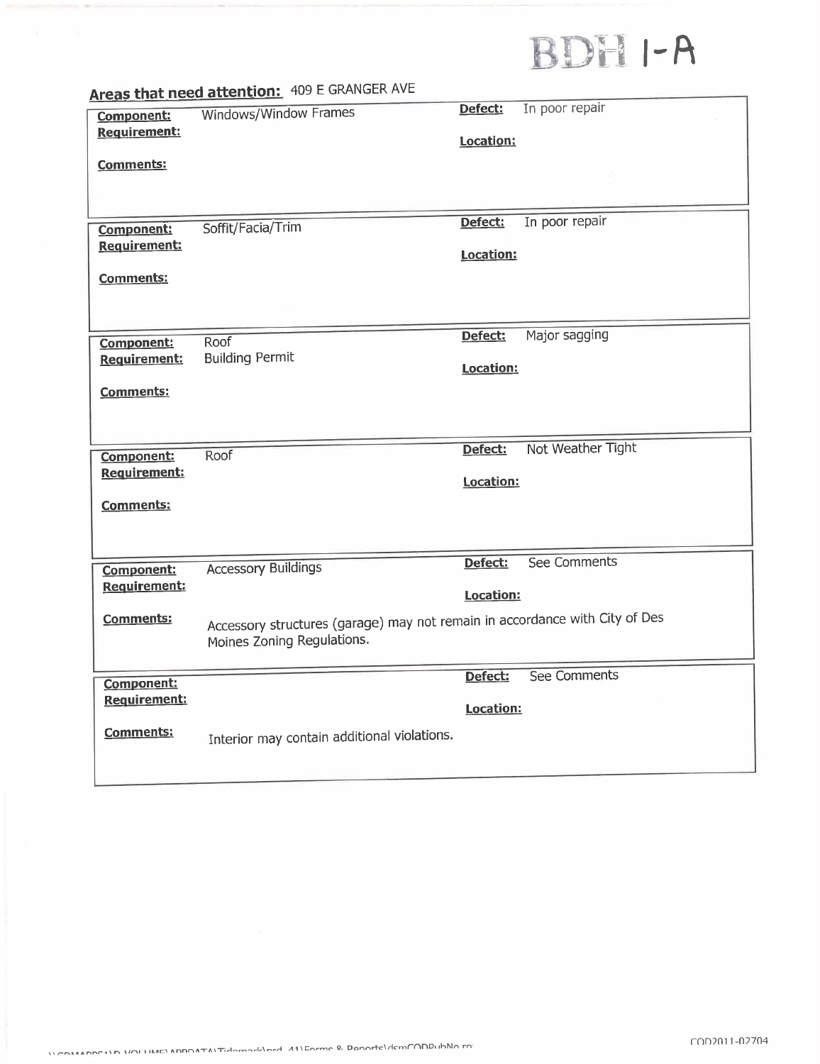BDH 1-A

## Areas that need attention: 409 E GRANGER AVE

**Component:** Windows/Window Frames
**Requirement:**
**Comments:**
**Defect:** In poor repair
**Location:**

---

**Component:** Soffit/Facia/Trim
**Requirement:**
**Comments:**
**Defect:** In poor repair
**Location:**

---

**Component:** Roof
**Requirement:** Building Permit
**Comments:**
**Defect:** Major sagging
**Location:**

---

**Component:** Roof
**Requirement:**
**Comments:**
**Defect:** Not Weather Tight
**Location:**

---

**Component:** Accessory Buildings
**Requirement:**
**Comments:** Accessory structures (garage) may not remain in accordance with City of Des Moines Zoning Regulations.
**Defect:** See Comments
**Location:**

---

**Component:**
**Requirement:**
**Comments:** Interior may contain additional violations.
**Defect:** See Comments
**Location:**

COD2011-02704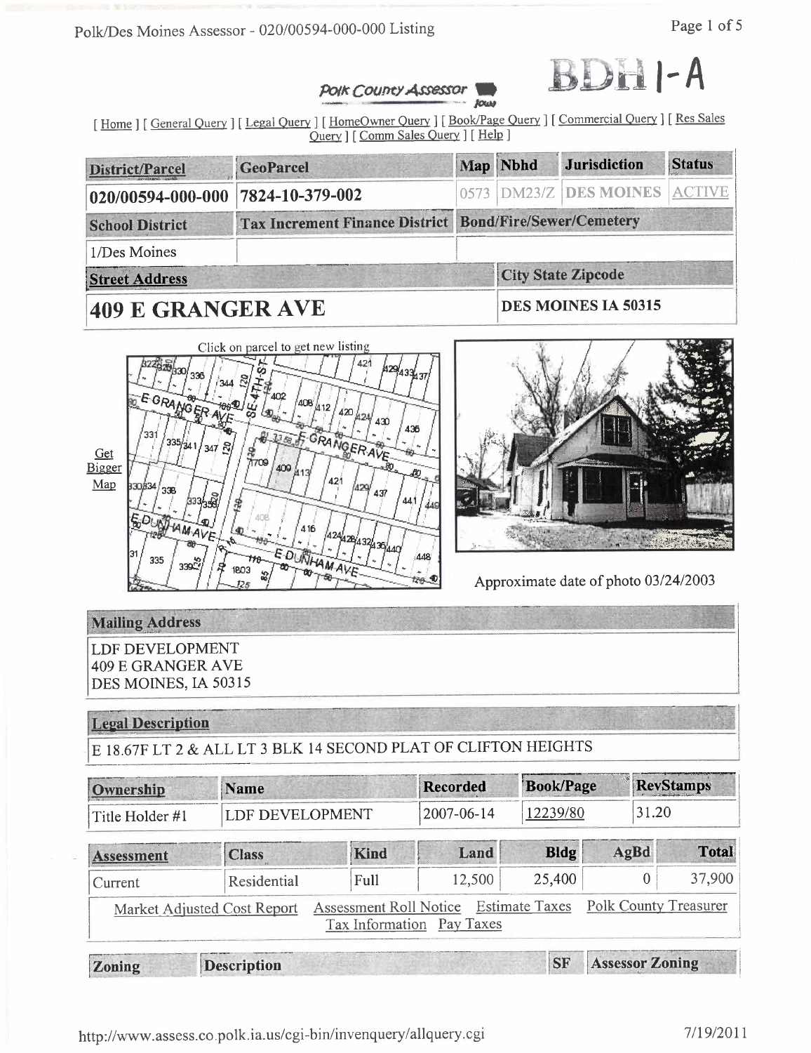BDH 1-A

Polk County Assessor

[ Home ] [ General Query ] [ Legal Query ] [ HomeOwner Query ] [ Book/Page Query ] [ Commercial Query ] [ Res Sales Query ] [ Comm Sales Query ] [ Help ]

| District/Parcel | GeoParcel | Map | Nbhd | Jurisdiction | Status |
|---|---|---|---|---|---|
| 020/00594-000-000 | 7824-10-379-002 | 0573 | DM23/Z | DES MOINES | ACTIVE |

| School District | Tax Increment Finance District | Bond/Fire/Sewer/Cemetery |
|---|---|---|
| 1/Des Moines | | |

| Street Address | City State Zipcode |
|---|---|
| **409 E GRANGER AVE** | DES MOINES IA 50315 |

Click on parcel to get new listing

Get Bigger Map

Approximate date of photo 03/24/2003

## Mailing Address

LDF DEVELOPMENT
409 E GRANGER AVE
DES MOINES, IA 50315

## Legal Description

E 18.67F LT 2 & ALL LT 3 BLK 14 SECOND PLAT OF CLIFTON HEIGHTS

| Ownership | Name | Recorded | Book/Page | RevStamps |
|---|---|---|---|---|
| Title Holder #1 | LDF DEVELOPMENT | 2007-06-14 | 12239/80 | 31.20 |

| Assessment | Class | Kind | Land | Bldg | AgBd | Total |
|---|---|---|---|---|---|---|
| Current | Residential | Full | 12,500 | 25,400 | 0 | 37,900 |

Market Adjusted Cost Report  Assessment Roll Notice  Estimate Taxes  Polk County Treasurer  Tax Information  Pay Taxes

| Zoning | Description | SF | Assessor Zoning |
|---|---|---|---|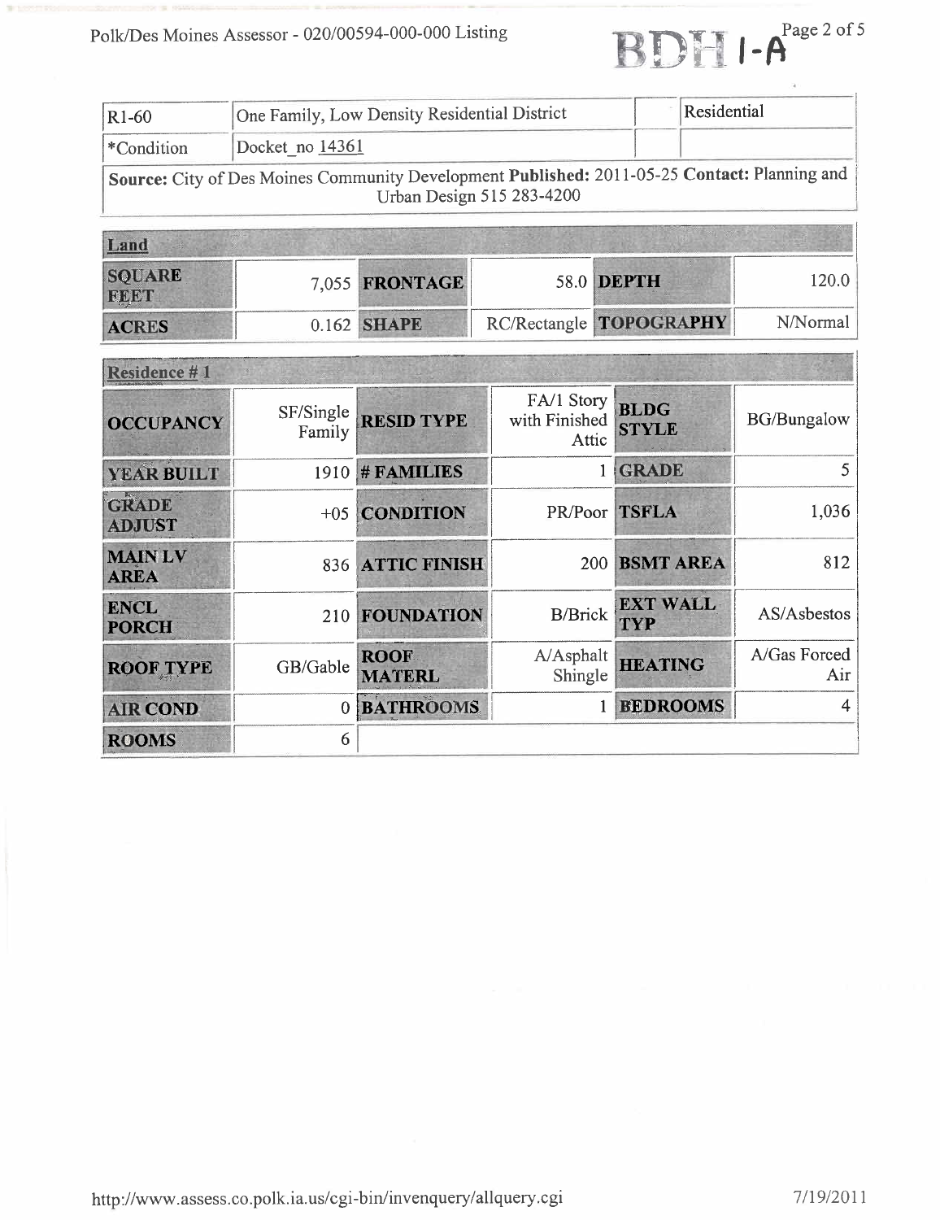| R1-60 | One Family, Low Density Residential District | | Residential |
|---|---|---|---|
| *Condition | Docket_no 14361 | | |

**Source:** City of Des Moines Community Development **Published:** 2011-05-25 **Contact:** Planning and Urban Design 515 283-4200

| Land | | | | | |
|---|---|---|---|---|---|
| **SQUARE FEET** | 7,055 | **FRONTAGE** | 58.0 | **DEPTH** | 120.0 |
| **ACRES** | 0.162 | **SHAPE** | RC/Rectangle | **TOPOGRAPHY** | N/Normal |

| Residence # 1 | | | | | |
|---|---|---|---|---|---|
| **OCCUPANCY** | SF/Single Family | **RESID TYPE** | FA/1 Story with Finished Attic | **BLDG STYLE** | BG/Bungalow |
| **YEAR BUILT** | 1910 | **# FAMILIES** | 1 | **GRADE** | 5 |
| **GRADE ADJUST** | +05 | **CONDITION** | PR/Poor | **TSFLA** | 1,036 |
| **MAIN LV AREA** | 836 | **ATTIC FINISH** | 200 | **BSMT AREA** | 812 |
| **ENCL PORCH** | 210 | **FOUNDATION** | B/Brick | **EXT WALL TYP** | AS/Asbestos |
| **ROOF TYPE** | GB/Gable | **ROOF MATERL** | A/Asphalt Shingle | **HEATING** | A/Gas Forced Air |
| **AIR COND** | 0 | **BATHROOMS** | 1 | **BEDROOMS** | 4 |
| **ROOMS** | 6 | | | | |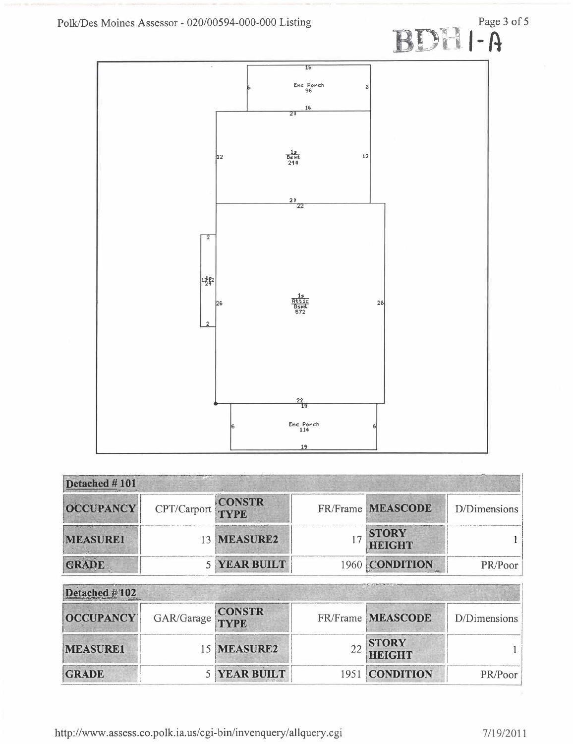BDH 1-A

Enc Porch 96

1s Bsmt 240

1s Attic Bsmt 572

Enc Porch 114

| Detached # 101 | | | | | |
|---|---|---|---|---|---|
| OCCUPANCY | CPT/Carport | CONSTR TYPE | FR/Frame | MEASCODE | D/Dimensions |
| MEASURE1 | 13 | MEASURE2 | 17 | STORY HEIGHT | 1 |
| GRADE | 5 | YEAR BUILT | 1960 | CONDITION | PR/Poor |

| Detached # 102 | | | | | |
|---|---|---|---|---|---|
| OCCUPANCY | GAR/Garage | CONSTR TYPE | FR/Frame | MEASCODE | D/Dimensions |
| MEASURE1 | 15 | MEASURE2 | 22 | STORY HEIGHT | 1 |
| GRADE | 5 | YEAR BUILT | 1951 | CONDITION | PR/Poor |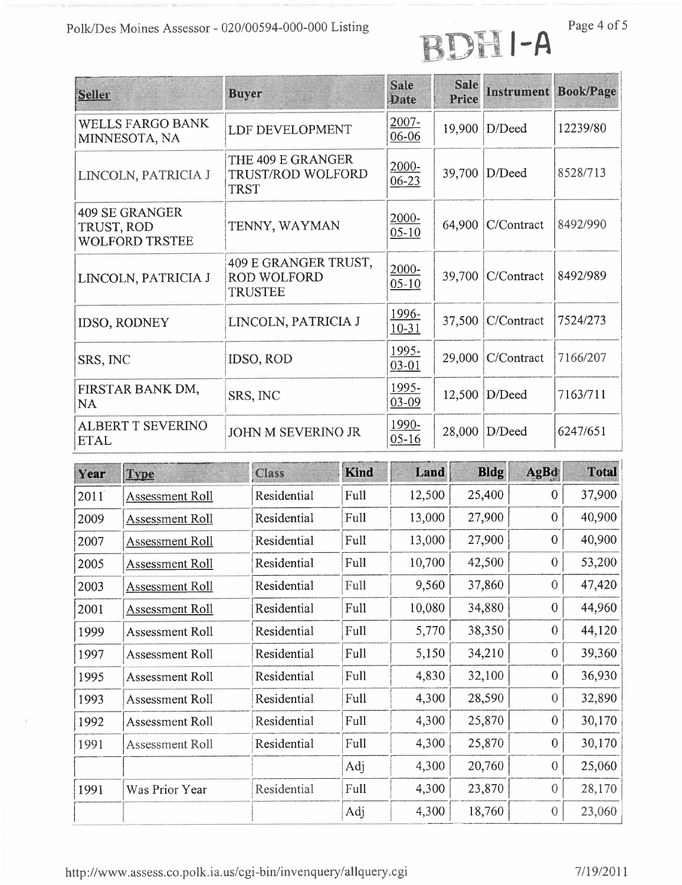BDH 1-A

| Seller | Buyer | Sale Date | Sale Price | Instrument | Book/Page |
|---|---|---|---|---|---|
| WELLS FARGO BANK MINNESOTA, NA | LDF DEVELOPMENT | 2007-06-06 | 19,900 | D/Deed | 12239/80 |
| LINCOLN, PATRICIA J | THE 409 E GRANGER TRUST/ROD WOLFORD TRST | 2000-06-23 | 39,700 | D/Deed | 8528/713 |
| 409 SE GRANGER TRUST, ROD WOLFORD TRSTEE | TENNY, WAYMAN | 2000-05-10 | 64,900 | C/Contract | 8492/990 |
| LINCOLN, PATRICIA J | 409 E GRANGER TRUST, ROD WOLFORD TRUSTEE | 2000-05-10 | 39,700 | C/Contract | 8492/989 |
| IDSO, RODNEY | LINCOLN, PATRICIA J | 1996-10-31 | 37,500 | C/Contract | 7524/273 |
| SRS, INC | IDSO, ROD | 1995-03-01 | 29,000 | C/Contract | 7166/207 |
| FIRSTAR BANK DM, NA | SRS, INC | 1995-03-09 | 12,500 | D/Deed | 7163/711 |
| ALBERT T SEVERINO ETAL | JOHN M SEVERINO JR | 1990-05-16 | 28,000 | D/Deed | 6247/651 |

| Year | Type | Class | Kind | Land | Bldg | AgBd | Total |
|---|---|---|---|---|---|---|---|
| 2011 | Assessment Roll | Residential | Full | 12,500 | 25,400 | 0 | 37,900 |
| 2009 | Assessment Roll | Residential | Full | 13,000 | 27,900 | 0 | 40,900 |
| 2007 | Assessment Roll | Residential | Full | 13,000 | 27,900 | 0 | 40,900 |
| 2005 | Assessment Roll | Residential | Full | 10,700 | 42,500 | 0 | 53,200 |
| 2003 | Assessment Roll | Residential | Full | 9,560 | 37,860 | 0 | 47,420 |
| 2001 | Assessment Roll | Residential | Full | 10,080 | 34,880 | 0 | 44,960 |
| 1999 | Assessment Roll | Residential | Full | 5,770 | 38,350 | 0 | 44,120 |
| 1997 | Assessment Roll | Residential | Full | 5,150 | 34,210 | 0 | 39,360 |
| 1995 | Assessment Roll | Residential | Full | 4,830 | 32,100 | 0 | 36,930 |
| 1993 | Assessment Roll | Residential | Full | 4,300 | 28,590 | 0 | 32,890 |
| 1992 | Assessment Roll | Residential | Full | 4,300 | 25,870 | 0 | 30,170 |
| 1991 | Assessment Roll | Residential | Full | 4,300 | 25,870 | 0 | 30,170 |
| | | | Adj | 4,300 | 20,760 | 0 | 25,060 |
| 1991 | Was Prior Year | Residential | Full | 4,300 | 23,870 | 0 | 28,170 |
| | | | Adj | 4,300 | 18,760 | 0 | 23,060 |